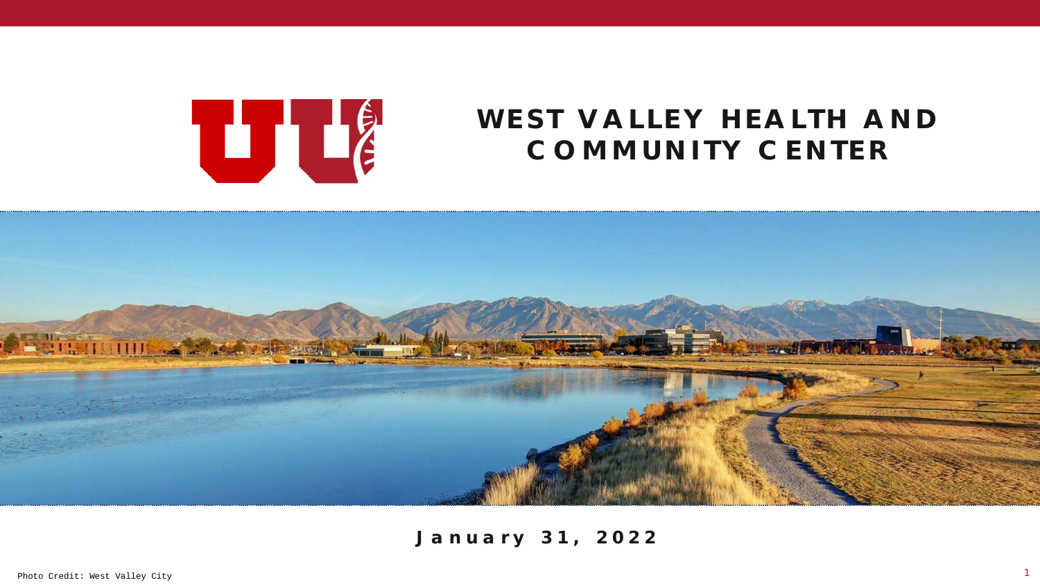# WEST VALLEY HEALTH AND COMMUNITY CENTER

**January 31, 2022**

Photo Credit: West Valley City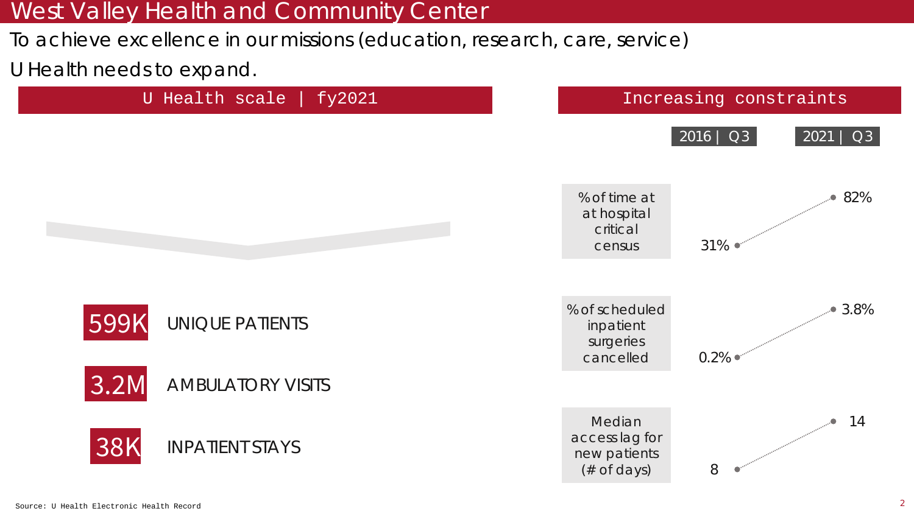# West Valley Health and Community Center

To achieve excellence in our missions (education, research, care, service)

U Health needs to expand.

## U Health scale | fy2021

- **599K** UNIQUE PATIENTS
- **3.2M** AMBULATORY VISITS
- **38K** INPATIENT STAYS

## Increasing constraints

| | 2016 \| Q3 | 2021 \| Q3 |
|---|---|---|
| % of time at at hospital critical census | 31% | 82% |
| % of scheduled inpatient surgeries cancelled | 0.2% | 3.8% |
| Median access lag for new patients (# of days) | 8 | 14 |

Source: U Health Electronic Health Record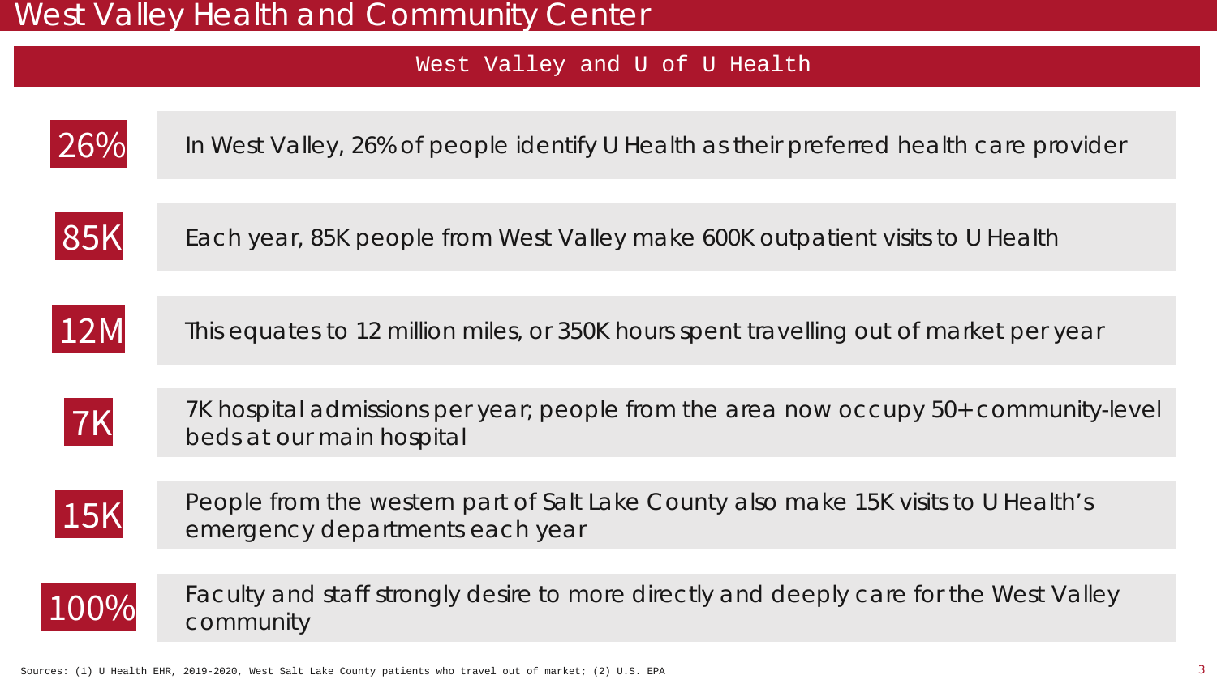# West Valley Health and Community Center

## West Valley and U of U Health

| | |
|---|---|
| **26%** | In West Valley, 26% of people identify U Health as their preferred health care provider |
| **85K** | Each year, 85K people from West Valley make 600K outpatient visits to U Health |
| **12M** | This equates to 12 million miles, or 350K hours spent travelling out of market per year |
| **7K** | 7K hospital admissions per year; people from the area now occupy 50+ community-level beds at our main hospital |
| **15K** | People from the western part of Salt Lake County also make 15K visits to U Health's emergency departments each year |
| **100%** | Faculty and staff strongly desire to more directly and deeply care for the West Valley community |

Sources: (1) U Health EHR, 2019-2020, West Salt Lake County patients who travel out of market; (2) U.S. EPA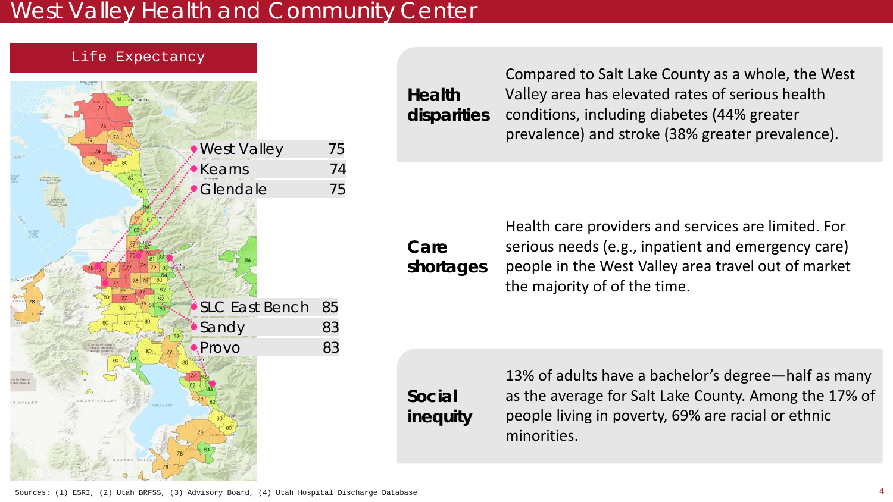# West Valley Health and Community Center

## Life Expectancy

| Area | Life Expectancy |
|---|---|
| West Valley | 75 |
| Kearns | 74 |
| Glendale | 75 |
| SLC East Bench | 85 |
| Sandy | 83 |
| Provo | 83 |

**Health disparities**

Compared to Salt Lake County as a whole, the West Valley area has elevated rates of serious health conditions, including diabetes (44% greater prevalence) and stroke (38% greater prevalence).

**Care shortages**

Health care providers and services are limited. For serious needs (e.g., inpatient and emergency care) people in the West Valley area travel out of market the majority of of the time.

**Social inequity**

13% of adults have a bachelor's degree—half as many as the average for Salt Lake County. Among the 17% of people living in poverty, 69% are racial or ethnic minorities.

Sources: (1) ESRI, (2) Utah BRFSS, (3) Advisory Board, (4) Utah Hospital Discharge Database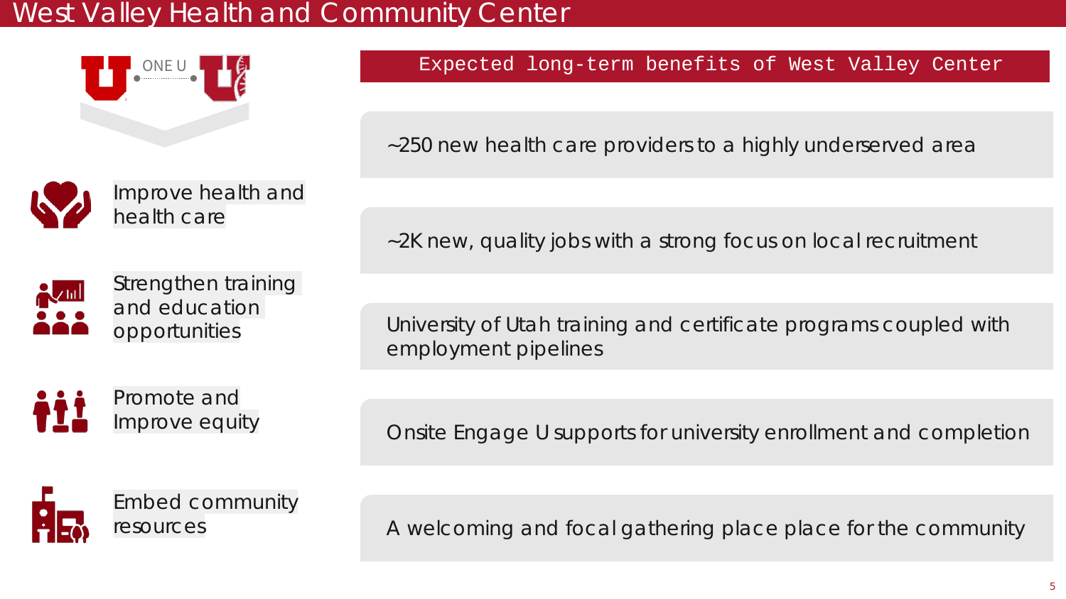# West Valley Health and Community Center

ONE U

- Improve health and health care
- Strengthen training and education opportunities
- Promote and Improve equity
- Embed community resources

## Expected long-term benefits of West Valley Center

- ~250 new health care providers to a highly underserved area
- ~2K new, quality jobs with a strong focus on local recruitment
- University of Utah training and certificate programs coupled with employment pipelines
- Onsite Engage U supports for university enrollment and completion
- A welcoming and focal gathering place place for the community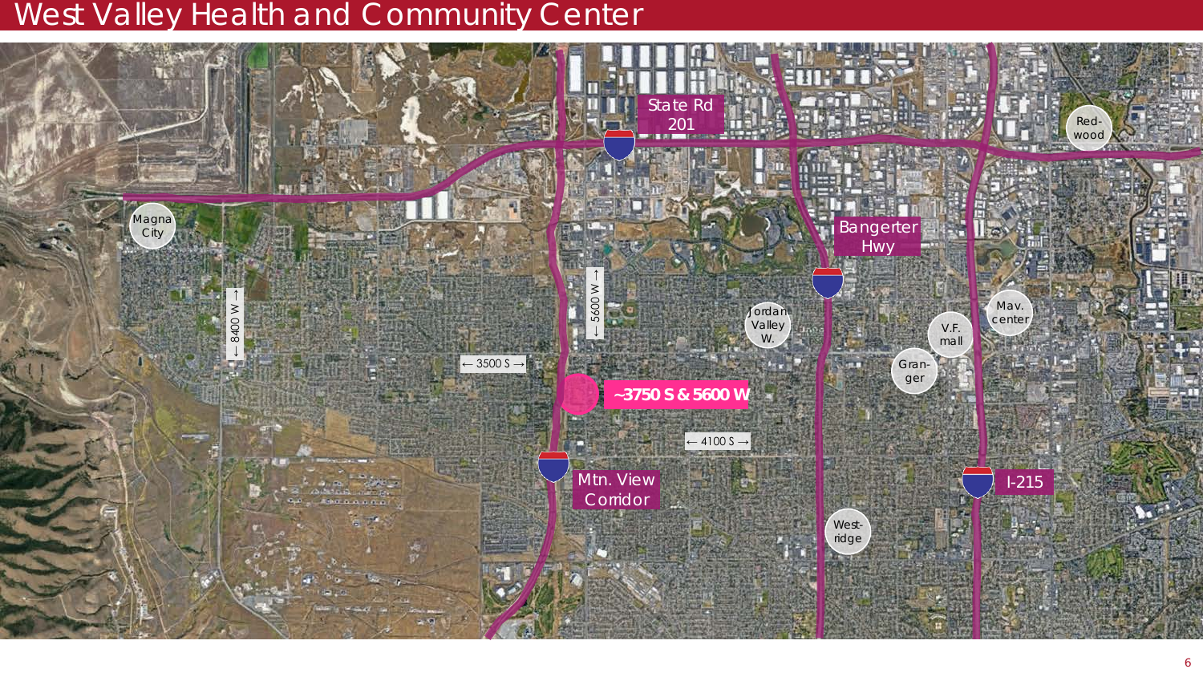# West Valley Health and Community Center

State Rd 201

Magna City

Red-wood

Bangerter Hwy

Jordan Valley W.

Mav. center

V.F. mall

Gran-ger

← 8400 W →

← 5600 W →

← 3500 S →

~3750 S & 5600 W

← 4100 S →

Mtn. View Corridor

I-215

West-ridge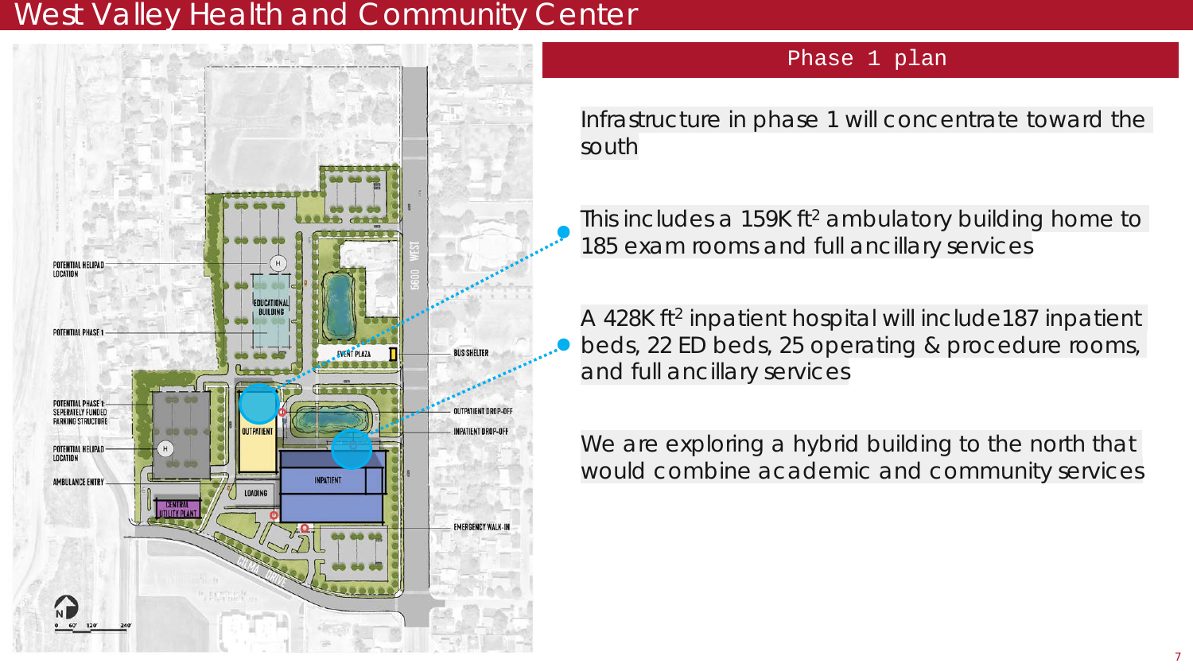# West Valley Health and Community Center

## Phase 1 plan

Infrastructure in phase 1 will concentrate toward the south

This includes a 159K ft² ambulatory building home to 185 exam rooms and full ancillary services

A 428K ft² inpatient hospital will include187 inpatient beds, 22 ED beds, 25 operating & procedure rooms, and full ancillary services

We are exploring a hybrid building to the north that would combine academic and community services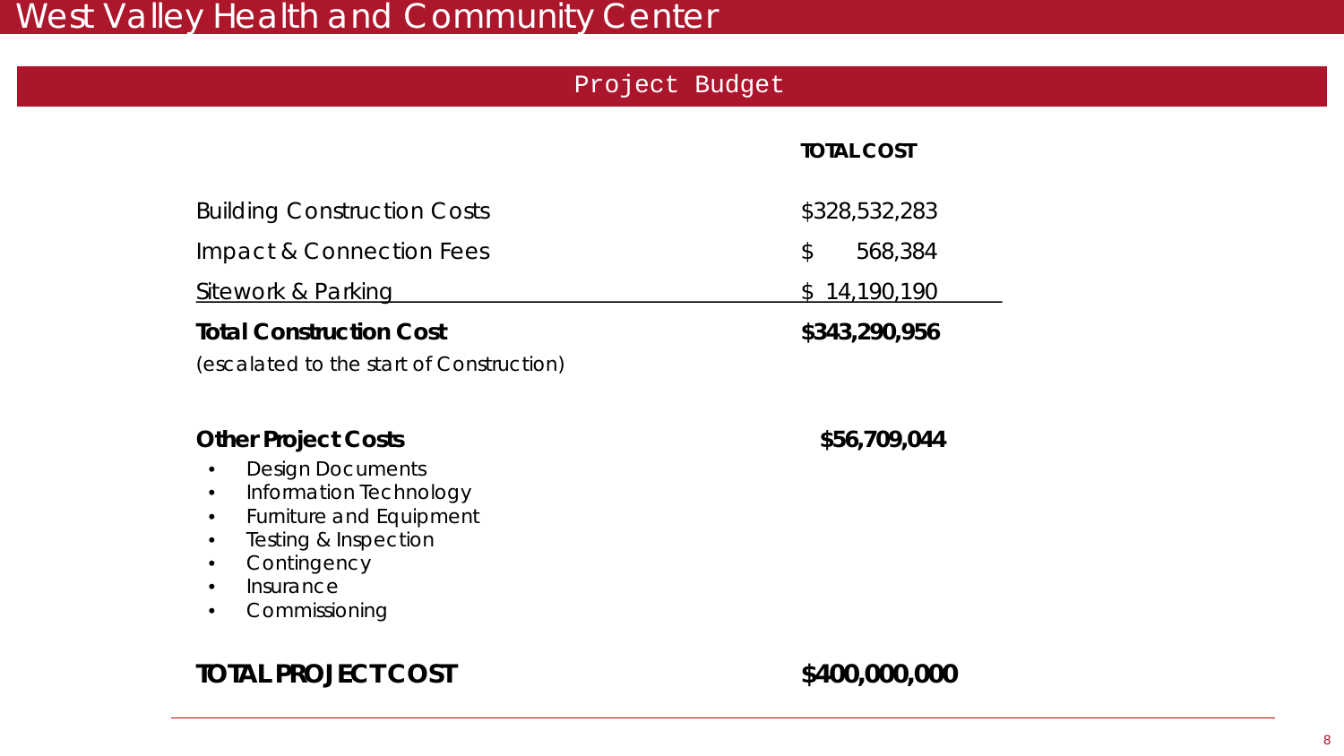# West Valley Health and Community Center

## Project Budget

| | TOTAL COST |
|---|---|
| Building Construction Costs | $328,532,283 |
| Impact & Connection Fees | $ 568,384 |
| Sitework & Parking | $ 14,190,190 |
| **Total Construction Cost** | **$343,290,956** |
| (escalated to the start of Construction) | |

**Other Project Costs** **$56,709,044**

- Design Documents
- Information Technology
- Furniture and Equipment
- Testing & Inspection
- Contingency
- Insurance
- Commissioning

**TOTAL PROJECT COST** **$400,000,000**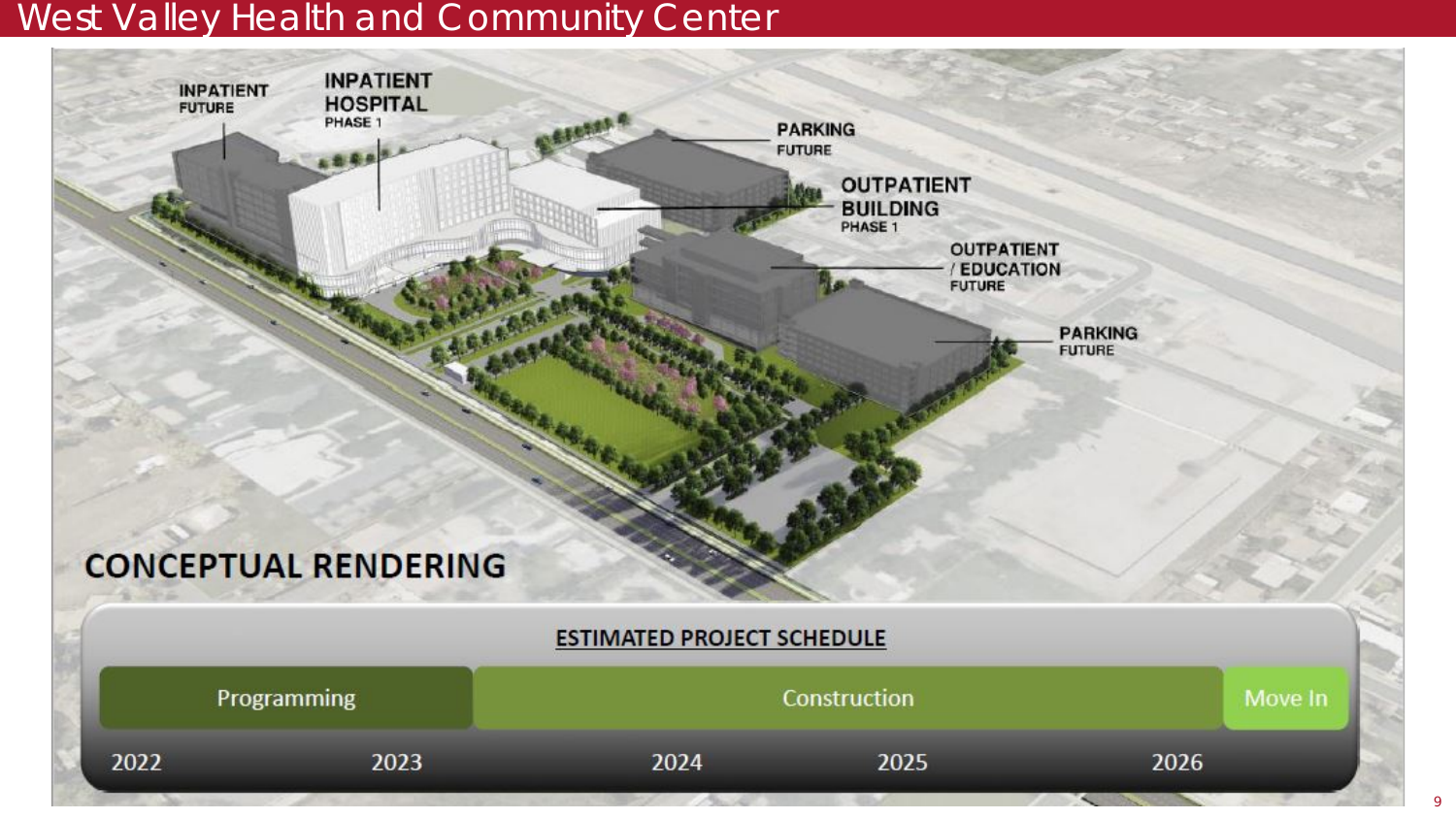# West Valley Health and Community Center

INPATIENT
FUTURE

INPATIENT
HOSPITAL
PHASE 1

PARKING
FUTURE

OUTPATIENT
BUILDING
PHASE 1

OUTPATIENT
/ EDUCATION
FUTURE

PARKING
FUTURE

**CONCEPTUAL RENDERING**

**ESTIMATED PROJECT SCHEDULE**

| Programming | Construction | Move In |
|---|---|---|
| 2022 – 2023 | 2024 – 2025 – 2026 | 2026 |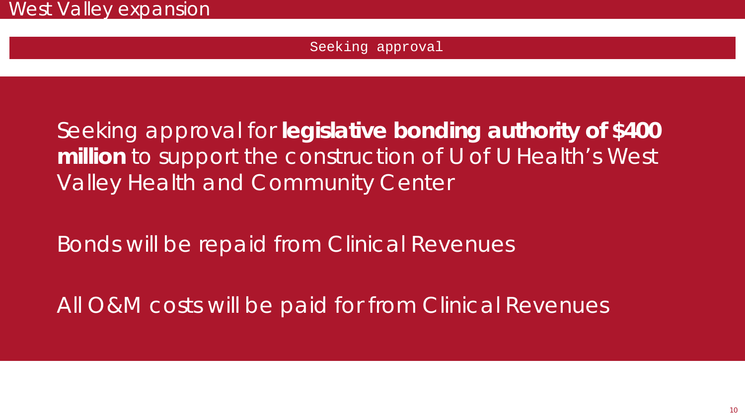# West Valley expansion

## Seeking approval

Seeking approval for **legislative bonding authority of $400 million** to support the construction of U of U Health's West Valley Health and Community Center

Bonds will be repaid from Clinical Revenues

All O&M costs will be paid for from Clinical Revenues